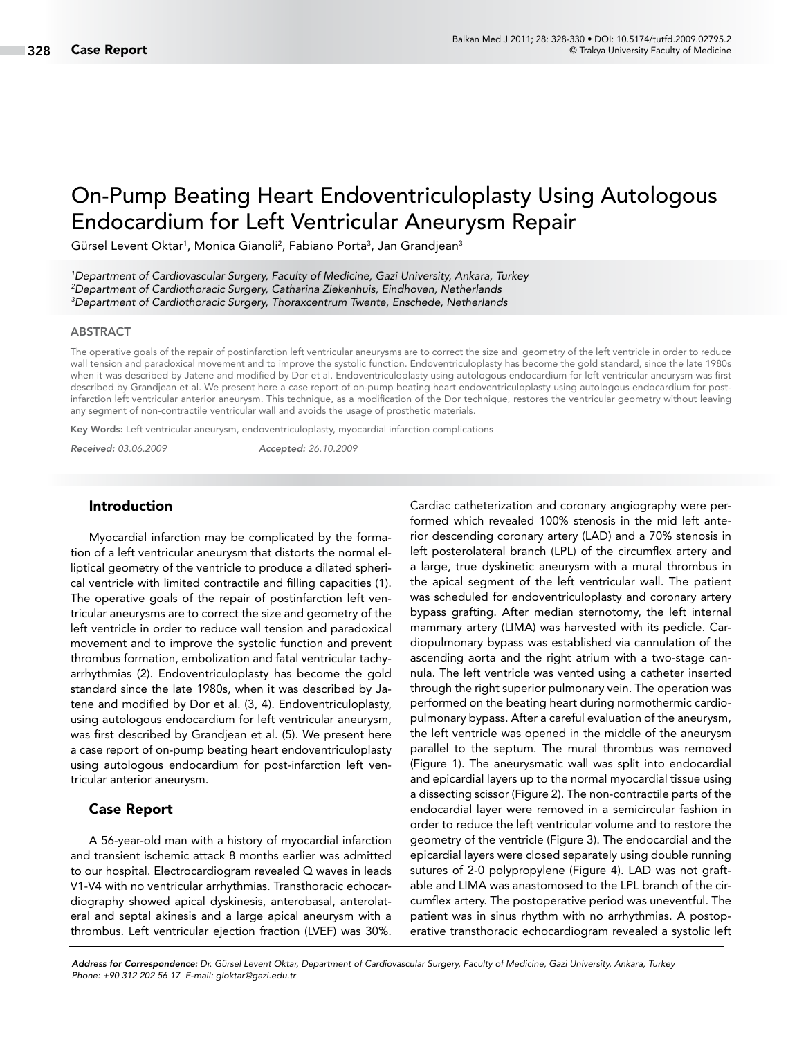# On-Pump Beating Heart Endoventriculoplasty Using Autologous Endocardium for Left Ventricular Aneurysm Repair

Gürsel Levent Oktar[1], Monica Gianoli[2], Fabiano Porta[3], Jan Grandjean[3]

[1]*Department of Cardiovascular Surgery, Faculty of Medicine, Gazi University, Ankara, Turkey*
[2]*Department of Cardiothoracic Surgery, Catharina Ziekenhuis, Eindhoven, Netherlands*
[3]*Department of Cardiothoracic Surgery, Thoraxcentrum Twente, Enschede, Netherlands*

## ABSTRACT

The operative goals of the repair of postinfarction left ventricular aneurysms are to correct the size and geometry of the left ventricle in order to reduce wall tension and paradoxical movement and to improve the systolic function. Endoventriculoplasty has become the gold standard, since the late 1980s when it was described by Jatene and modified by Dor et al. Endoventriculoplasty using autologous endocardium for left ventricular aneurysm was first described by Grandjean et al. We present here a case report of on-pump beating heart endoventriculoplasty using autologous endocardium for post-infarction left ventricular anterior aneurysm. This technique, as a modification of the Dor technique, restores the ventricular geometry without leaving any segment of non-contractile ventricular wall and avoids the usage of prosthetic materials.

**Key Words:** Left ventricular aneurysm, endoventriculoplasty, myocardial infarction complications

*Received: 03.06.2009* *Accepted: 26.10.2009*

## Introduction

Myocardial infarction may be complicated by the formation of a left ventricular aneurysm that distorts the normal elliptical geometry of the ventricle to produce a dilated spherical ventricle with limited contractile and filling capacities (1). The operative goals of the repair of postinfarction left ventricular aneurysms are to correct the size and geometry of the left ventricle in order to reduce wall tension and paradoxical movement and to improve the systolic function and prevent thrombus formation, embolization and fatal ventricular tachyarrhythmias (2). Endoventriculoplasty has become the gold standard since the late 1980s, when it was described by Jatene and modified by Dor et al. (3, 4). Endoventriculoplasty, using autologous endocardium for left ventricular aneurysm, was first described by Grandjean et al. (5). We present here a case report of on-pump beating heart endoventriculoplasty using autologous endocardium for post-infarction left ventricular anterior aneurysm.

## Case Report

A 56-year-old man with a history of myocardial infarction and transient ischemic attack 8 months earlier was admitted to our hospital. Electrocardiogram revealed Q waves in leads V1-V4 with no ventricular arrhythmias. Transthoracic echocardiography showed apical dyskinesis, anterobasal, anterolateral and septal akinesis and a large apical aneurysm with a thrombus. Left ventricular ejection fraction (LVEF) was 30%. Cardiac catheterization and coronary angiography were performed which revealed 100% stenosis in the mid left anterior descending coronary artery (LAD) and a 70% stenosis in left posterolateral branch (LPL) of the circumflex artery and a large, true dyskinetic aneurysm with a mural thrombus in the apical segment of the left ventricular wall. The patient was scheduled for endoventriculoplasty and coronary artery bypass grafting. After median sternotomy, the left internal mammary artery (LIMA) was harvested with its pedicle. Cardiopulmonary bypass was established via cannulation of the ascending aorta and the right atrium with a two-stage cannula. The left ventricle was vented using a catheter inserted through the right superior pulmonary vein. The operation was performed on the beating heart during normothermic cardiopulmonary bypass. After a careful evaluation of the aneurysm, the left ventricle was opened in the middle of the aneurysm parallel to the septum. The mural thrombus was removed (Figure 1). The aneurysmatic wall was split into endocardial and epicardial layers up to the normal myocardial tissue using a dissecting scissor (Figure 2). The non-contractile parts of the endocardial layer were removed in a semicircular fashion in order to reduce the left ventricular volume and to restore the geometry of the ventricle (Figure 3). The endocardial and the epicardial layers were closed separately using double running sutures of 2-0 polypropylene (Figure 4). LAD was not graftable and LIMA was anastomosed to the LPL branch of the circumflex artery. The postoperative period was uneventful. The patient was in sinus rhythm with no arrhythmias. A postoperative transthoracic echocardiogram revealed a systolic left

**Address for Correspondence:** *Dr. Gürsel Levent Oktar, Department of Cardiovascular Surgery, Faculty of Medicine, Gazi University, Ankara, Turkey Phone: +90 312 202 56 17 E-mail: gloktar@gazi.edu.tr*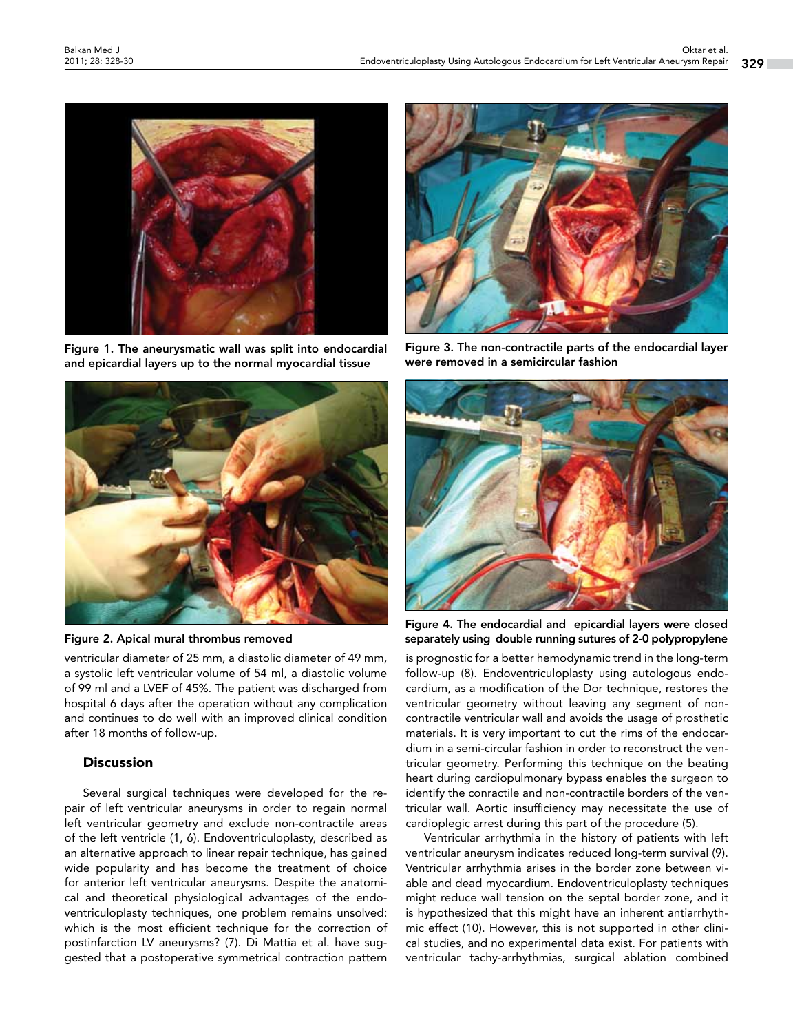Figure 1. The aneurysmatic wall was split into endocardial and epicardial layers up to the normal myocardial tissue

Figure 2. Apical mural thrombus removed

Figure 3. The non-contractile parts of the endocardial layer were removed in a semicircular fashion

Figure 4. The endocardial and epicardial layers were closed separately using double running sutures of 2-0 polypropylene

ventricular diameter of 25 mm, a diastolic diameter of 49 mm, a systolic left ventricular volume of 54 ml, a diastolic volume of 99 ml and a LVEF of 45%. The patient was discharged from hospital 6 days after the operation without any complication and continues to do well with an improved clinical condition after 18 months of follow-up.

## Discussion

Several surgical techniques were developed for the repair of left ventricular aneurysms in order to regain normal left ventricular geometry and exclude non-contractile areas of the left ventricle (1, 6). Endoventriculoplasty, described as an alternative approach to linear repair technique, has gained wide popularity and has become the treatment of choice for anterior left ventricular aneurysms. Despite the anatomical and theoretical physiological advantages of the endoventriculoplasty techniques, one problem remains unsolved: which is the most efficient technique for the correction of postinfarction LV aneurysms? (7). Di Mattia et al. have suggested that a postoperative symmetrical contraction pattern is prognostic for a better hemodynamic trend in the long-term follow-up (8). Endoventriculoplasty using autologous endocardium, as a modification of the Dor technique, restores the ventricular geometry without leaving any segment of non-contractile ventricular wall and avoids the usage of prosthetic materials. It is very important to cut the rims of the endocardium in a semi-circular fashion in order to reconstruct the ventricular geometry. Performing this technique on the beating heart during cardiopulmonary bypass enables the surgeon to identify the conractile and non-contractile borders of the ventricular wall. Aortic insufficiency may necessitate the use of cardioplegic arrest during this part of the procedure (5).

Ventricular arrhythmia in the history of patients with left ventricular aneurysm indicates reduced long-term survival (9). Ventricular arrhythmia arises in the border zone between viable and dead myocardium. Endoventriculoplasty techniques might reduce wall tension on the septal border zone, and it is hypothesized that this might have an inherent antiarrhythmic effect (10). However, this is not supported in other clinical studies, and no experimental data exist. For patients with ventricular tachy-arrhythmias, surgical ablation combined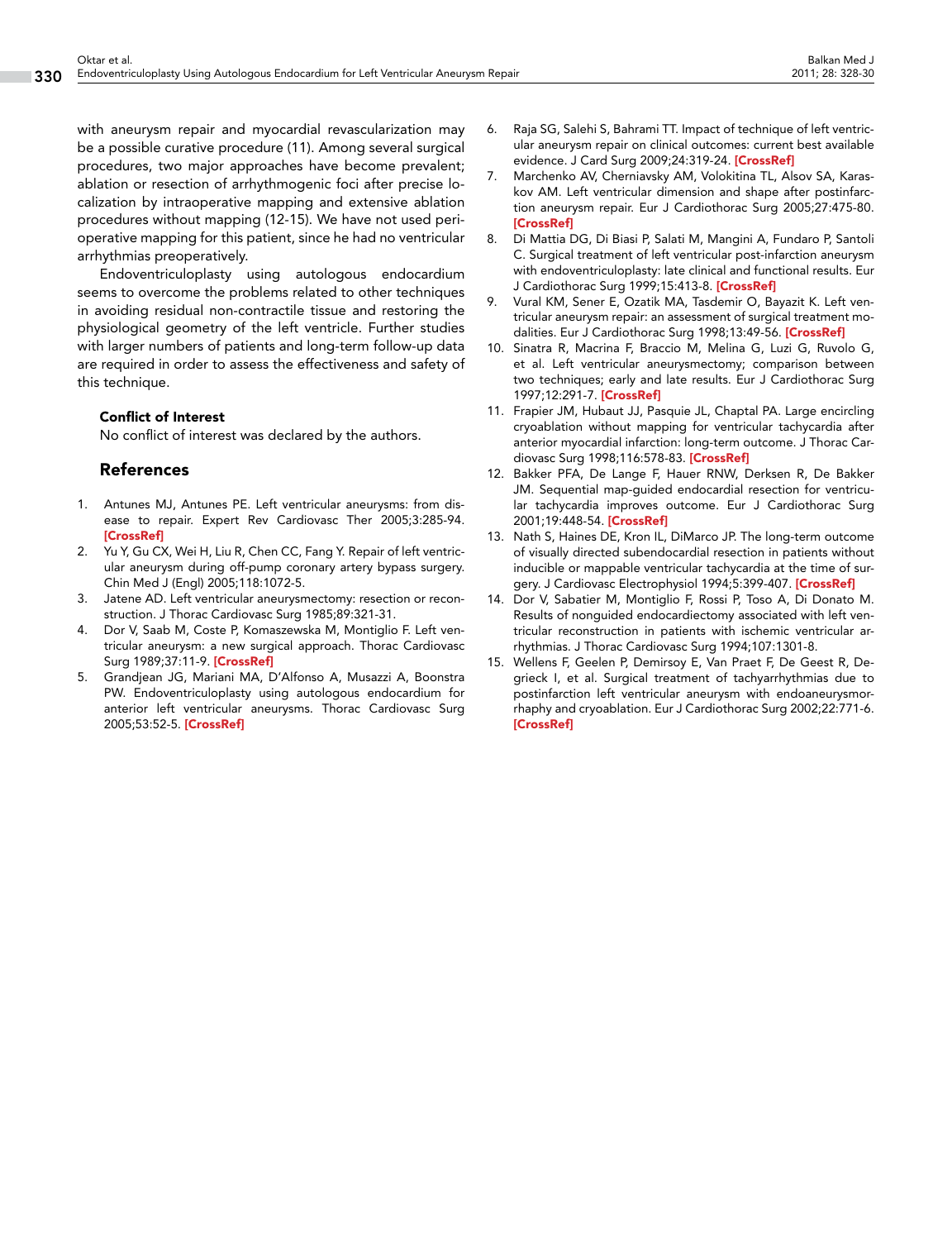with aneurysm repair and myocardial revascularization may be a possible curative procedure (11). Among several surgical procedures, two major approaches have become prevalent; ablation or resection of arrhythmogenic foci after precise localization by intraoperative mapping and extensive ablation procedures without mapping (12-15). We have not used perioperative mapping for this patient, since he had no ventricular arrhythmias preoperatively.

Endoventriculoplasty using autologous endocardium seems to overcome the problems related to other techniques in avoiding residual non-contractile tissue and restoring the physiological geometry of the left ventricle. Further studies with larger numbers of patients and long-term follow-up data are required in order to assess the effectiveness and safety of this technique.

#### Conflict of Interest

No conflict of interest was declared by the authors.

## References

1. Antunes MJ, Antunes PE. Left ventricular aneurysms: from disease to repair. Expert Rev Cardiovasc Ther 2005;3:285-94. [CrossRef]
2. Yu Y, Gu CX, Wei H, Liu R, Chen CC, Fang Y. Repair of left ventricular aneurysm during off-pump coronary artery bypass surgery. Chin Med J (Engl) 2005;118:1072-5.
3. Jatene AD. Left ventricular aneurysmectomy: resection or reconstruction. J Thorac Cardiovasc Surg 1985;89:321-31.
4. Dor V, Saab M, Coste P, Komaszewska M, Montiglio F. Left ventricular aneurysm: a new surgical approach. Thorac Cardiovasc Surg 1989;37:11-9. [CrossRef]
5. Grandjean JG, Mariani MA, D'Alfonso A, Musazzi A, Boonstra PW. Endoventriculoplasty using autologous endocardium for anterior left ventricular aneurysms. Thorac Cardiovasc Surg 2005;53:52-5. [CrossRef]
6. Raja SG, Salehi S, Bahrami TT. Impact of technique of left ventricular aneurysm repair on clinical outcomes: current best available evidence. J Card Surg 2009;24:319-24. [CrossRef]
7. Marchenko AV, Cherniavsky AM, Volokitina TL, Alsov SA, Karaskov AM. Left ventricular dimension and shape after postinfarction aneurysm repair. Eur J Cardiothorac Surg 2005;27:475-80. [CrossRef]
8. Di Mattia DG, Di Biasi P, Salati M, Mangini A, Fundaro P, Santoli C. Surgical treatment of left ventricular post-infarction aneurysm with endoventriculoplasty: late clinical and functional results. Eur J Cardiothorac Surg 1999;15:413-8. [CrossRef]
9. Vural KM, Sener E, Ozatik MA, Tasdemir O, Bayazit K. Left ventricular aneurysm repair: an assessment of surgical treatment modalities. Eur J Cardiothorac Surg 1998;13:49-56. [CrossRef]
10. Sinatra R, Macrina F, Braccio M, Melina G, Luzi G, Ruvolo G, et al. Left ventricular aneurysmectomy; comparison between two techniques; early and late results. Eur J Cardiothorac Surg 1997;12:291-7. [CrossRef]
11. Frapier JM, Hubaut JJ, Pasquie JL, Chaptal PA. Large encircling cryoablation without mapping for ventricular tachycardia after anterior myocardial infarction: long-term outcome. J Thorac Cardiovasc Surg 1998;116:578-83. [CrossRef]
12. Bakker PFA, De Lange F, Hauer RNW, Derksen R, De Bakker JM. Sequential map-guided endocardial resection for ventricular tachycardia improves outcome. Eur J Cardiothorac Surg 2001;19:448-54. [CrossRef]
13. Nath S, Haines DE, Kron IL, DiMarco JP. The long-term outcome of visually directed subendocardial resection in patients without inducible or mappable ventricular tachycardia at the time of surgery. J Cardiovasc Electrophysiol 1994;5:399-407. [CrossRef]
14. Dor V, Sabatier M, Montiglio F, Rossi P, Toso A, Di Donato M. Results of nonguided endocardiectomy associated with left ventricular reconstruction in patients with ischemic ventricular arrhythmias. J Thorac Cardiovasc Surg 1994;107:1301-8.
15. Wellens F, Geelen P, Demirsoy E, Van Praet F, De Geest R, Degrieck I, et al. Surgical treatment of tachyarrhythmias due to postinfarction left ventricular aneurysm with endoaneurysmorrhaphy and cryoablation. Eur J Cardiothorac Surg 2002;22:771-6. [CrossRef]